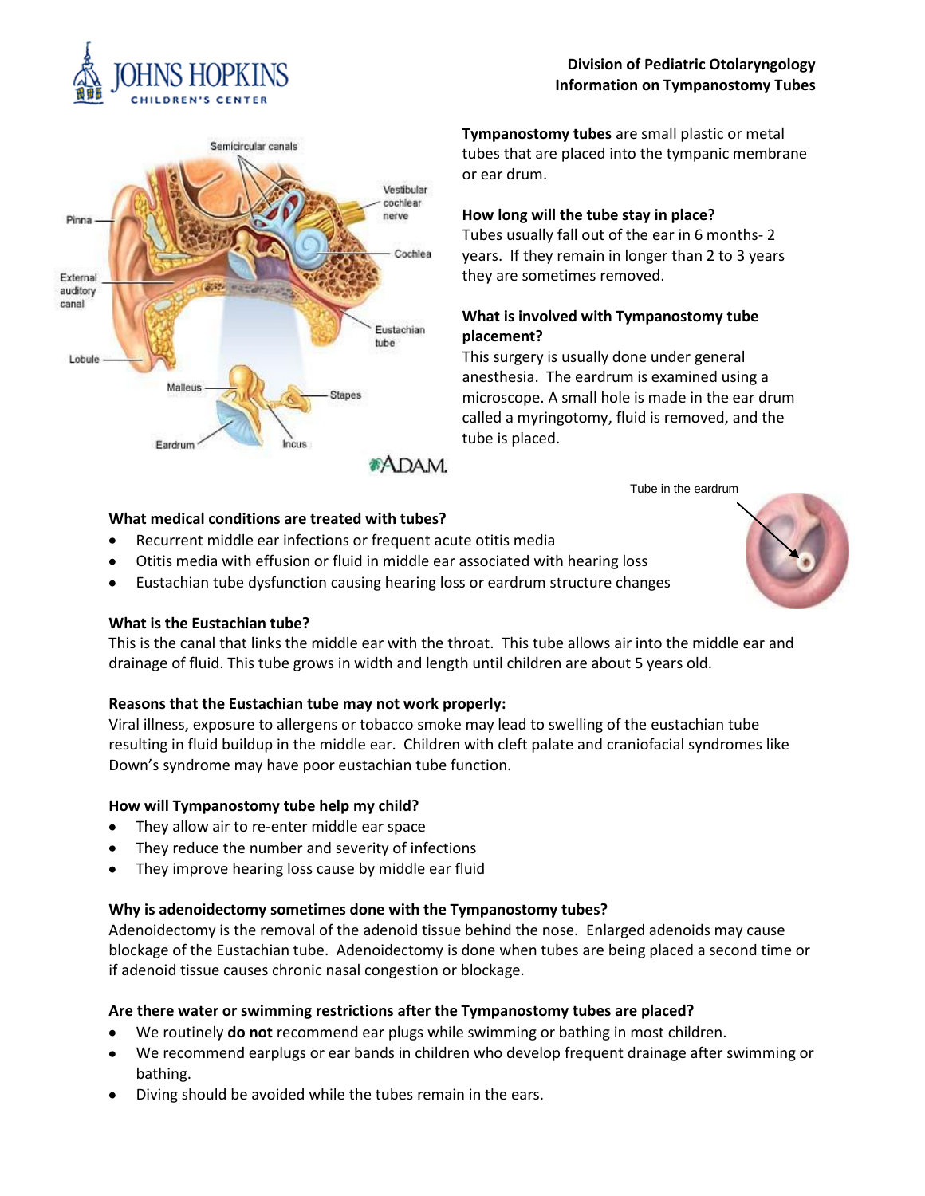**Division of Pediatric Otolaryngology**
**Information on Tympanostomy Tubes**

**Tympanostomy tubes** are small plastic or metal tubes that are placed into the tympanic membrane or ear drum.

**How long will the tube stay in place?**
Tubes usually fall out of the ear in 6 months- 2 years. If they remain in longer than 2 to 3 years they are sometimes removed.

**What is involved with Tympanostomy tube placement?**
This surgery is usually done under general anesthesia. The eardrum is examined using a microscope. A small hole is made in the ear drum called a myringotomy, fluid is removed, and the tube is placed.

**What medical conditions are treated with tubes?**

- Recurrent middle ear infections or frequent acute otitis media
- Otitis media with effusion or fluid in middle ear associated with hearing loss
- Eustachian tube dysfunction causing hearing loss or eardrum structure changes

**What is the Eustachian tube?**
This is the canal that links the middle ear with the throat. This tube allows air into the middle ear and drainage of fluid. This tube grows in width and length until children are about 5 years old.

**Reasons that the Eustachian tube may not work properly:**
Viral illness, exposure to allergens or tobacco smoke may lead to swelling of the eustachian tube resulting in fluid buildup in the middle ear. Children with cleft palate and craniofacial syndromes like Down's syndrome may have poor eustachian tube function.

**How will Tympanostomy tube help my child?**

- They allow air to re-enter middle ear space
- They reduce the number and severity of infections
- They improve hearing loss cause by middle ear fluid

**Why is adenoidectomy sometimes done with the Tympanostomy tubes?**
Adenoidectomy is the removal of the adenoid tissue behind the nose. Enlarged adenoids may cause blockage of the Eustachian tube. Adenoidectomy is done when tubes are being placed a second time or if adenoid tissue causes chronic nasal congestion or blockage.

**Are there water or swimming restrictions after the Tympanostomy tubes are placed?**

- We routinely **do not** recommend ear plugs while swimming or bathing in most children.
- We recommend earplugs or ear bands in children who develop frequent drainage after swimming or bathing.
- Diving should be avoided while the tubes remain in the ears.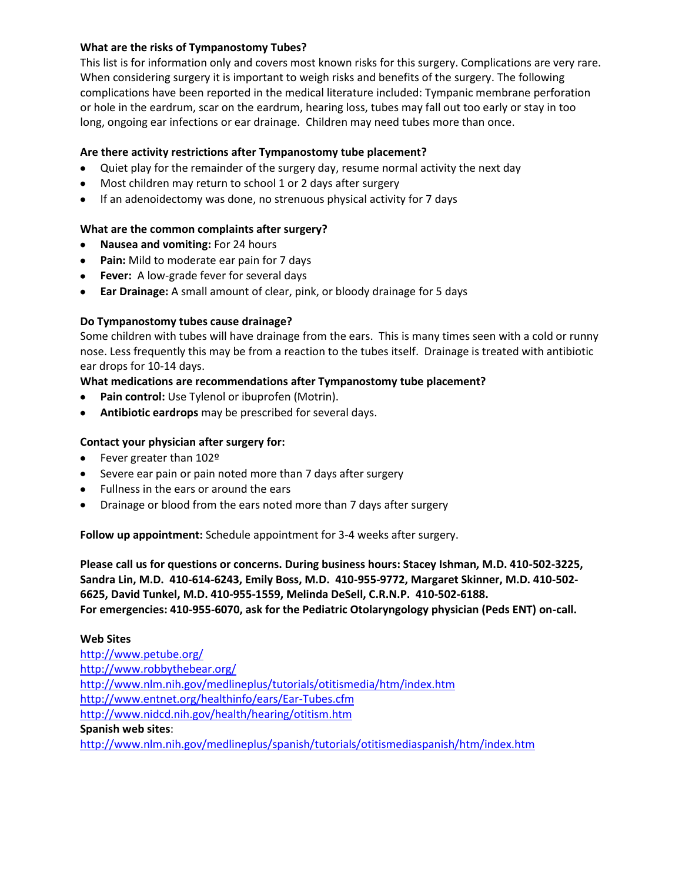**What are the risks of Tympanostomy Tubes?**

This list is for information only and covers most known risks for this surgery. Complications are very rare. When considering surgery it is important to weigh risks and benefits of the surgery. The following complications have been reported in the medical literature included: Tympanic membrane perforation or hole in the eardrum, scar on the eardrum, hearing loss, tubes may fall out too early or stay in too long, ongoing ear infections or ear drainage. Children may need tubes more than once.

**Are there activity restrictions after Tympanostomy tube placement?**

- Quiet play for the remainder of the surgery day, resume normal activity the next day
- Most children may return to school 1 or 2 days after surgery
- If an adenoidectomy was done, no strenuous physical activity for 7 days

**What are the common complaints after surgery?**

- **Nausea and vomiting:** For 24 hours
- **Pain:** Mild to moderate ear pain for 7 days
- **Fever:** A low-grade fever for several days
- **Ear Drainage:** A small amount of clear, pink, or bloody drainage for 5 days

**Do Tympanostomy tubes cause drainage?**

Some children with tubes will have drainage from the ears. This is many times seen with a cold or runny nose. Less frequently this may be from a reaction to the tubes itself. Drainage is treated with antibiotic ear drops for 10-14 days.

**What medications are recommendations after Tympanostomy tube placement?**

- **Pain control:** Use Tylenol or ibuprofen (Motrin).
- **Antibiotic eardrops** may be prescribed for several days.

**Contact your physician after surgery for:**

- Fever greater than 102º
- Severe ear pain or pain noted more than 7 days after surgery
- Fullness in the ears or around the ears
- Drainage or blood from the ears noted more than 7 days after surgery

**Follow up appointment:** Schedule appointment for 3-4 weeks after surgery.

**Please call us for questions or concerns. During business hours: Stacey Ishman, M.D. 410-502-3225, Sandra Lin, M.D. 410-614-6243, Emily Boss, M.D. 410-955-9772, Margaret Skinner, M.D. 410-502-6625, David Tunkel, M.D. 410-955-1559, Melinda DeSell, C.R.N.P. 410-502-6188.**
**For emergencies: 410-955-6070, ask for the Pediatric Otolaryngology physician (Peds ENT) on-call.**

**Web Sites**

http://www.petube.org/
http://www.robbythebear.org/
http://www.nlm.nih.gov/medlineplus/tutorials/otitismedia/htm/index.htm
http://www.entnet.org/healthinfo/ears/Ear-Tubes.cfm
http://www.nidcd.nih.gov/health/hearing/otitism.htm

**Spanish web sites**:

http://www.nlm.nih.gov/medlineplus/spanish/tutorials/otitismediaspanish/htm/index.htm